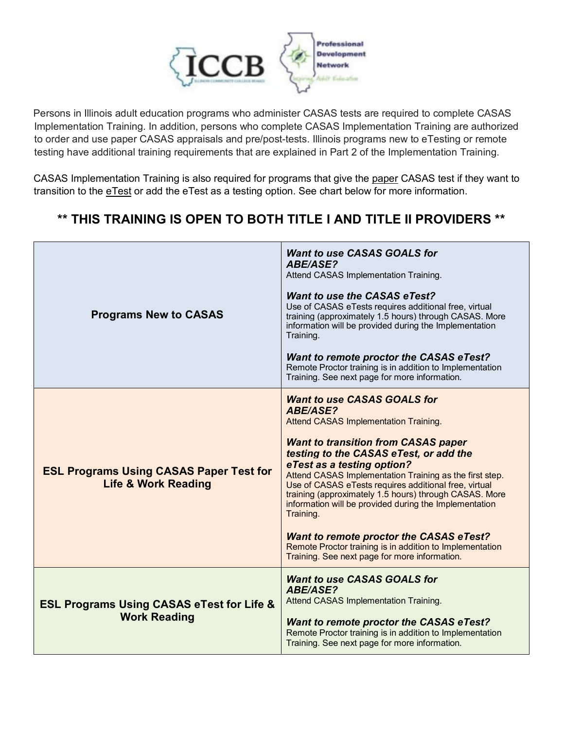Persons in Illinois adult education programs who administer CASAS tests are required to complete CASAS Implementation Training. In addition, persons who complete CASAS Implementation Training are authorized to order and use paper CASAS appraisals and pre/post-tests. Illinois programs new to eTesting or remote testing have additional training requirements that are explained in Part 2 of the Implementation Training.

CASAS Implementation Training is also required for programs that give the paper CASAS test if they want to transition to the eTest or add the eTest as a testing option. See chart below for more information.

## ** THIS TRAINING IS OPEN TO BOTH TITLE I AND TITLE II PROVIDERS **

| | |
|---|---|
| **Programs New to CASAS** | ***Want to use CASAS GOALS for ABE/ASE?***<br>Attend CASAS Implementation Training.<br><br>***Want to use the CASAS eTest?***<br>Use of CASAS eTests requires additional free, virtual training (approximately 1.5 hours) through CASAS. More information will be provided during the Implementation Training.<br><br>***Want to remote proctor the CASAS eTest?***<br>Remote Proctor training is in addition to Implementation Training. See next page for more information. |
| **ESL Programs Using CASAS Paper Test for Life & Work Reading** | ***Want to use CASAS GOALS for ABE/ASE?***<br>Attend CASAS Implementation Training.<br><br>***Want to transition from CASAS paper testing to the CASAS eTest, or add the eTest as a testing option?***<br>Attend CASAS Implementation Training as the first step. Use of CASAS eTests requires additional free, virtual training (approximately 1.5 hours) through CASAS. More information will be provided during the Implementation Training.<br><br>***Want to remote proctor the CASAS eTest?***<br>Remote Proctor training is in addition to Implementation Training. See next page for more information. |
| **ESL Programs Using CASAS eTest for Life & Work Reading** | ***Want to use CASAS GOALS for ABE/ASE?***<br>Attend CASAS Implementation Training.<br><br>***Want to remote proctor the CASAS eTest?***<br>Remote Proctor training is in addition to Implementation Training. See next page for more information. |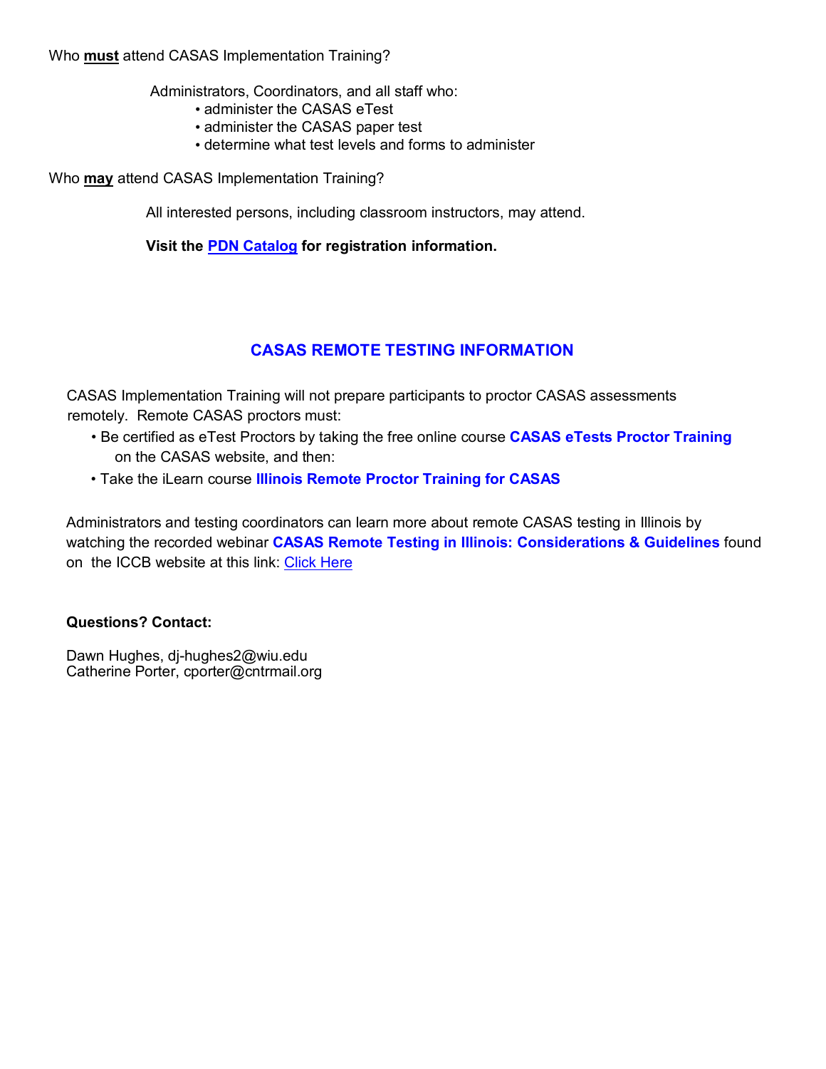Who **must** attend CASAS Implementation Training?

Administrators, Coordinators, and all staff who:

- administer the CASAS eTest
- administer the CASAS paper test
- determine what test levels and forms to administer

Who **may** attend CASAS Implementation Training?

All interested persons, including classroom instructors, may attend.

**Visit the PDN Catalog for registration information.**

## CASAS REMOTE TESTING INFORMATION

CASAS Implementation Training will not prepare participants to proctor CASAS assessments remotely. Remote CASAS proctors must:

- Be certified as eTest Proctors by taking the free online course **CASAS eTests Proctor Training** on the CASAS website, and then:
- Take the iLearn course **Illinois Remote Proctor Training for CASAS**

Administrators and testing coordinators can learn more about remote CASAS testing in Illinois by watching the recorded webinar **CASAS Remote Testing in Illinois: Considerations & Guidelines** found on the ICCB website at this link: Click Here

**Questions? Contact:**

Dawn Hughes, dj-hughes2@wiu.edu
Catherine Porter, cporter@cntrmail.org